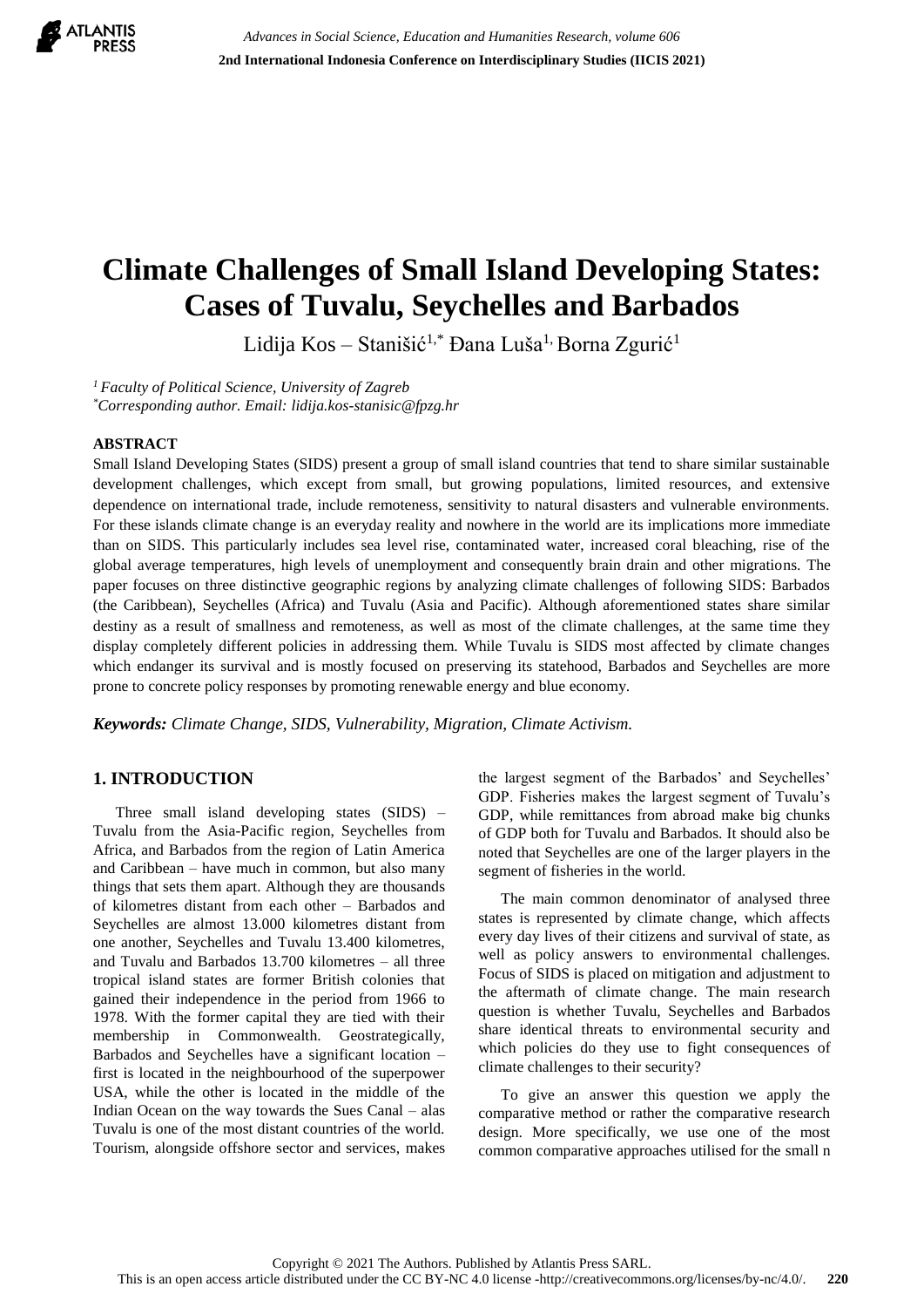# Climate Challenges of Small Island Developing States: Cases of Tuvalu, Seychelles and Barbados

Lidija Kos – Stanišić[1,*] Đana Luša[1,] Borna Zgurić[1]

*[1] Faculty of Political Science, University of Zagreb*
*[*]Corresponding author. Email: lidija.kos-stanisic@fpzg.hr*

## ABSTRACT

Small Island Developing States (SIDS) present a group of small island countries that tend to share similar sustainable development challenges, which except from small, but growing populations, limited resources, and extensive dependence on international trade, include remoteness, sensitivity to natural disasters and vulnerable environments. For these islands climate change is an everyday reality and nowhere in the world are its implications more immediate than on SIDS. This particularly includes sea level rise, contaminated water, increased coral bleaching, rise of the global average temperatures, high levels of unemployment and consequently brain drain and other migrations. The paper focuses on three distinctive geographic regions by analyzing climate challenges of following SIDS: Barbados (the Caribbean), Seychelles (Africa) and Tuvalu (Asia and Pacific). Although aforementioned states share similar destiny as a result of smallness and remoteness, as well as most of the climate challenges, at the same time they display completely different policies in addressing them. While Tuvalu is SIDS most affected by climate changes which endanger its survival and is mostly focused on preserving its statehood, Barbados and Seychelles are more prone to concrete policy responses by promoting renewable energy and blue economy.

***Keywords:** Climate Change, SIDS, Vulnerability, Migration, Climate Activism.*

## 1. INTRODUCTION

Three small island developing states (SIDS) – Tuvalu from the Asia-Pacific region, Seychelles from Africa, and Barbados from the region of Latin America and Caribbean – have much in common, but also many things that sets them apart. Although they are thousands of kilometres distant from each other – Barbados and Seychelles are almost 13.000 kilometres distant from one another, Seychelles and Tuvalu 13.400 kilometres, and Tuvalu and Barbados 13.700 kilometres – all three tropical island states are former British colonies that gained their independence in the period from 1966 to 1978. With the former capital they are tied with their membership in Commonwealth. Geostrategically, Barbados and Seychelles have a significant location – first is located in the neighbourhood of the superpower USA, while the other is located in the middle of the Indian Ocean on the way towards the Sues Canal – alas Tuvalu is one of the most distant countries of the world. Tourism, alongside offshore sector and services, makes the largest segment of the Barbados' and Seychelles' GDP. Fisheries makes the largest segment of Tuvalu's GDP, while remittances from abroad make big chunks of GDP both for Tuvalu and Barbados. It should also be noted that Seychelles are one of the larger players in the segment of fisheries in the world.

The main common denominator of analysed three states is represented by climate change, which affects every day lives of their citizens and survival of state, as well as policy answers to environmental challenges. Focus of SIDS is placed on mitigation and adjustment to the aftermath of climate change. The main research question is whether Tuvalu, Seychelles and Barbados share identical threats to environmental security and which policies do they use to fight consequences of climate challenges to their security?

To give an answer this question we apply the comparative method or rather the comparative research design. More specifically, we use one of the most common comparative approaches utilised for the small n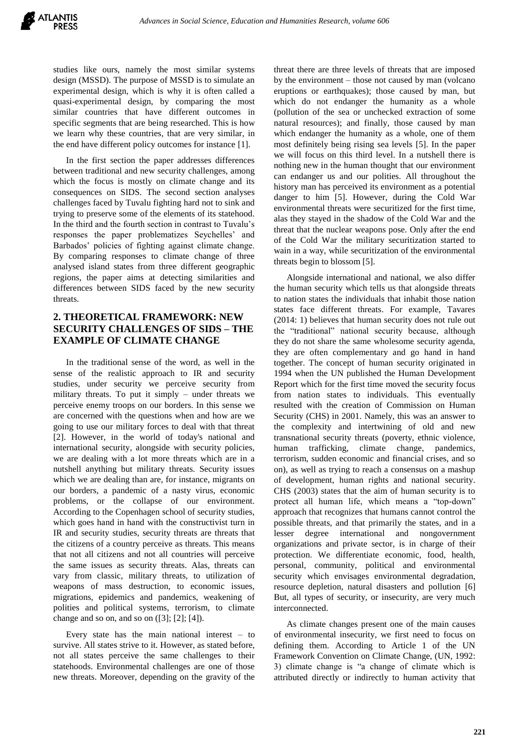studies like ours, namely the most similar systems design (MSSD). The purpose of MSSD is to simulate an experimental design, which is why it is often called a quasi-experimental design, by comparing the most similar countries that have different outcomes in specific segments that are being researched. This is how we learn why these countries, that are very similar, in the end have different policy outcomes for instance [1].

In the first section the paper addresses differences between traditional and new security challenges, among which the focus is mostly on climate change and its consequences on SIDS. The second section analyses challenges faced by Tuvalu fighting hard not to sink and trying to preserve some of the elements of its statehood. In the third and the fourth section in contrast to Tuvalu's responses the paper problematizes Seychelles' and Barbados' policies of fighting against climate change. By comparing responses to climate change of three analysed island states from three different geographic regions, the paper aims at detecting similarities and differences between SIDS faced by the new security threats.

## 2. THEORETICAL FRAMEWORK: NEW SECURITY CHALLENGES OF SIDS – THE EXAMPLE OF CLIMATE CHANGE

In the traditional sense of the word, as well in the sense of the realistic approach to IR and security studies, under security we perceive security from military threats. To put it simply – under threats we perceive enemy troops on our borders. In this sense we are concerned with the questions when and how are we going to use our military forces to deal with that threat [2]. However, in the world of today's national and international security, alongside with security policies, we are dealing with a lot more threats which are in a nutshell anything but military threats. Security issues which we are dealing than are, for instance, migrants on our borders, a pandemic of a nasty virus, economic problems, or the collapse of our environment. According to the Copenhagen school of security studies, which goes hand in hand with the constructivist turn in IR and security studies, security threats are threats that the citizens of a country perceive as threats. This means that not all citizens and not all countries will perceive the same issues as security threats. Alas, threats can vary from classic, military threats, to utilization of weapons of mass destruction, to economic issues, migrations, epidemics and pandemics, weakening of polities and political systems, terrorism, to climate change and so on, and so on ([3]; [2]; [4]).

Every state has the main national interest – to survive. All states strive to it. However, as stated before, not all states perceive the same challenges to their statehoods. Environmental challenges are one of those new threats. Moreover, depending on the gravity of the threat there are three levels of threats that are imposed by the environment – those not caused by man (volcano eruptions or earthquakes); those caused by man, but which do not endanger the humanity as a whole (pollution of the sea or unchecked extraction of some natural resources); and finally, those caused by man which endanger the humanity as a whole, one of them most definitely being rising sea levels [5]. In the paper we will focus on this third level. In a nutshell there is nothing new in the human thought that our environment can endanger us and our polities. All throughout the history man has perceived its environment as a potential danger to him [5]. However, during the Cold War environmental threats were securitized for the first time, alas they stayed in the shadow of the Cold War and the threat that the nuclear weapons pose. Only after the end of the Cold War the military securitization started to wain in a way, while securitization of the environmental threats begin to blossom [5].

Alongside international and national, we also differ the human security which tells us that alongside threats to nation states the individuals that inhabit those nation states face different threats. For example, Tavares (2014: 1) believes that human security does not rule out the "traditional" national security because, although they do not share the same wholesome security agenda, they are often complementary and go hand in hand together. The concept of human security originated in 1994 when the UN published the Human Development Report which for the first time moved the security focus from nation states to individuals. This eventually resulted with the creation of Commission on Human Security (CHS) in 2001. Namely, this was an answer to the complexity and intertwining of old and new transnational security threats (poverty, ethnic violence, human trafficking, climate change, pandemics, terrorism, sudden economic and financial crises, and so on), as well as trying to reach a consensus on a mashup of development, human rights and national security. CHS (2003) states that the aim of human security is to protect all human life, which means a "top-down" approach that recognizes that humans cannot control the possible threats, and that primarily the states, and in a lesser degree international and nongovernment organizations and private sector, is in charge of their protection. We differentiate economic, food, health, personal, community, political and environmental security which envisages environmental degradation, resource depletion, natural disasters and pollution [6] But, all types of security, or insecurity, are very much interconnected.

As climate changes present one of the main causes of environmental insecurity, we first need to focus on defining them. According to Article 1 of the UN Framework Convention on Climate Change, (UN, 1992: 3) climate change is "a change of climate which is attributed directly or indirectly to human activity that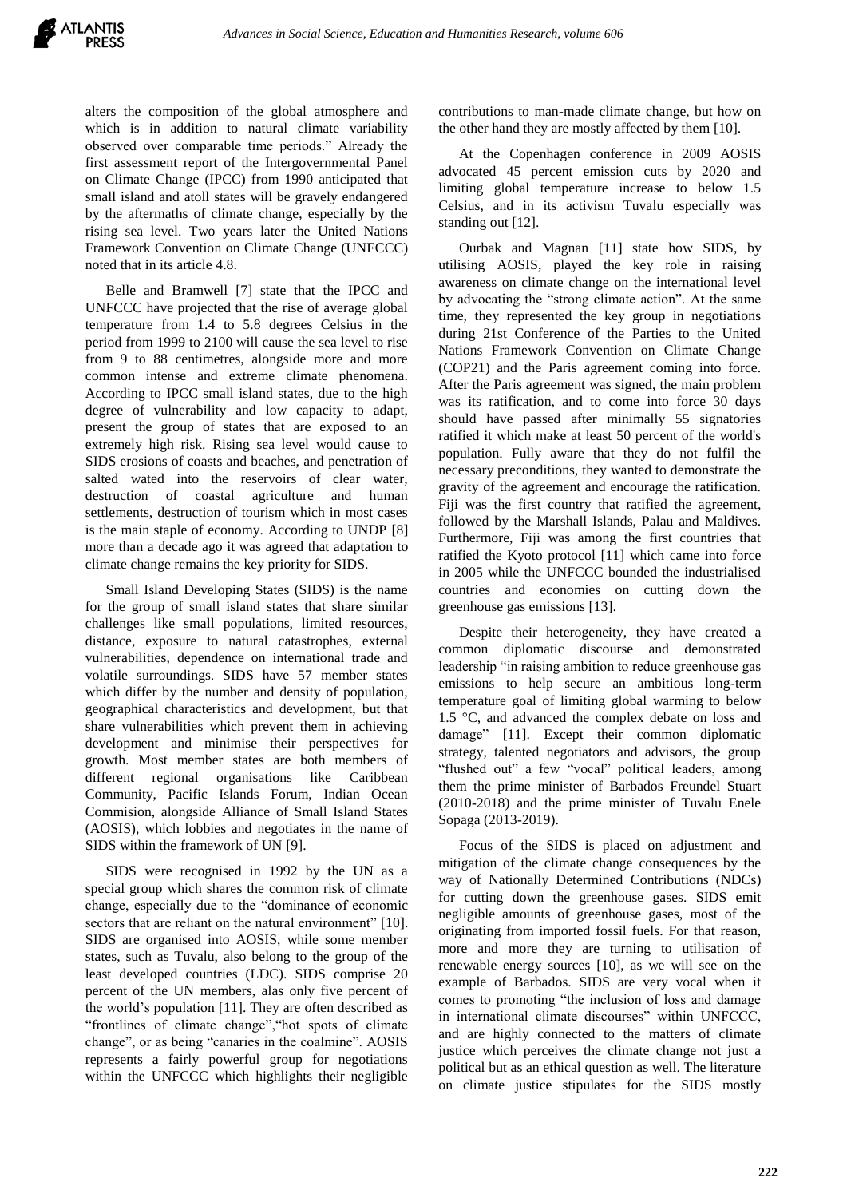alters the composition of the global atmosphere and which is in addition to natural climate variability observed over comparable time periods." Already the first assessment report of the Intergovernmental Panel on Climate Change (IPCC) from 1990 anticipated that small island and atoll states will be gravely endangered by the aftermaths of climate change, especially by the rising sea level. Two years later the United Nations Framework Convention on Climate Change (UNFCCC) noted that in its article 4.8.

Belle and Bramwell [7] state that the IPCC and UNFCCC have projected that the rise of average global temperature from 1.4 to 5.8 degrees Celsius in the period from 1999 to 2100 will cause the sea level to rise from 9 to 88 centimetres, alongside more and more common intense and extreme climate phenomena. According to IPCC small island states, due to the high degree of vulnerability and low capacity to adapt, present the group of states that are exposed to an extremely high risk. Rising sea level would cause to SIDS erosions of coasts and beaches, and penetration of salted wated into the reservoirs of clear water, destruction of coastal agriculture and human settlements, destruction of tourism which in most cases is the main staple of economy. According to UNDP [8] more than a decade ago it was agreed that adaptation to climate change remains the key priority for SIDS.

Small Island Developing States (SIDS) is the name for the group of small island states that share similar challenges like small populations, limited resources, distance, exposure to natural catastrophes, external vulnerabilities, dependence on international trade and volatile surroundings. SIDS have 57 member states which differ by the number and density of population, geographical characteristics and development, but that share vulnerabilities which prevent them in achieving development and minimise their perspectives for growth. Most member states are both members of different regional organisations like Caribbean Community, Pacific Islands Forum, Indian Ocean Commision, alongside Alliance of Small Island States (AOSIS), which lobbies and negotiates in the name of SIDS within the framework of UN [9].

SIDS were recognised in 1992 by the UN as a special group which shares the common risk of climate change, especially due to the "dominance of economic sectors that are reliant on the natural environment" [10]. SIDS are organised into AOSIS, while some member states, such as Tuvalu, also belong to the group of the least developed countries (LDC). SIDS comprise 20 percent of the UN members, alas only five percent of the world's population [11]. They are often described as "frontlines of climate change","hot spots of climate change", or as being "canaries in the coalmine". AOSIS represents a fairly powerful group for negotiations within the UNFCCC which highlights their negligible contributions to man-made climate change, but how on the other hand they are mostly affected by them [10].

At the Copenhagen conference in 2009 AOSIS advocated 45 percent emission cuts by 2020 and limiting global temperature increase to below 1.5 Celsius, and in its activism Tuvalu especially was standing out [12].

Ourbak and Magnan [11] state how SIDS, by utilising AOSIS, played the key role in raising awareness on climate change on the international level by advocating the "strong climate action". At the same time, they represented the key group in negotiations during 21st Conference of the Parties to the United Nations Framework Convention on Climate Change (COP21) and the Paris agreement coming into force. After the Paris agreement was signed, the main problem was its ratification, and to come into force 30 days should have passed after minimally 55 signatories ratified it which make at least 50 percent of the world's population. Fully aware that they do not fulfil the necessary preconditions, they wanted to demonstrate the gravity of the agreement and encourage the ratification. Fiji was the first country that ratified the agreement, followed by the Marshall Islands, Palau and Maldives. Furthermore, Fiji was among the first countries that ratified the Kyoto protocol [11] which came into force in 2005 while the UNFCCC bounded the industrialised countries and economies on cutting down the greenhouse gas emissions [13].

Despite their heterogeneity, they have created a common diplomatic discourse and demonstrated leadership "in raising ambition to reduce greenhouse gas emissions to help secure an ambitious long-term temperature goal of limiting global warming to below 1.5 °C, and advanced the complex debate on loss and damage" [11]. Except their common diplomatic strategy, talented negotiators and advisors, the group "flushed out" a few "vocal" political leaders, among them the prime minister of Barbados Freundel Stuart (2010-2018) and the prime minister of Tuvalu Enele Sopaga (2013-2019).

Focus of the SIDS is placed on adjustment and mitigation of the climate change consequences by the way of Nationally Determined Contributions (NDCs) for cutting down the greenhouse gases. SIDS emit negligible amounts of greenhouse gases, most of the originating from imported fossil fuels. For that reason, more and more they are turning to utilisation of renewable energy sources [10], as we will see on the example of Barbados. SIDS are very vocal when it comes to promoting "the inclusion of loss and damage in international climate discourses" within UNFCCC, and are highly connected to the matters of climate justice which perceives the climate change not just a political but as an ethical question as well. The literature on climate justice stipulates for the SIDS mostly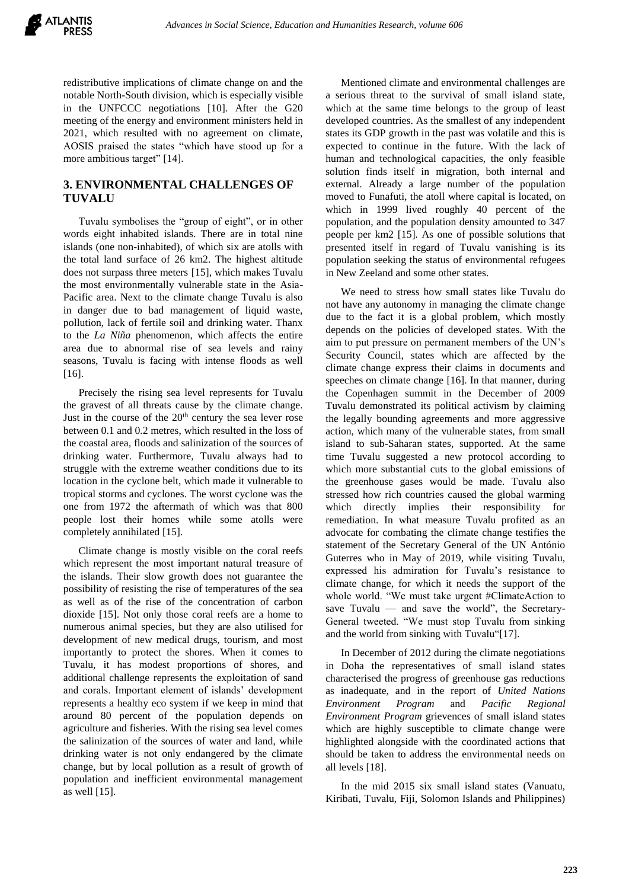redistributive implications of climate change on and the notable North-South division, which is especially visible in the UNFCCC negotiations [10]. After the G20 meeting of the energy and environment ministers held in 2021, which resulted with no agreement on climate, AOSIS praised the states "which have stood up for a more ambitious target" [14].

## 3. ENVIRONMENTAL CHALLENGES OF TUVALU

Tuvalu symbolises the "group of eight", or in other words eight inhabited islands. There are in total nine islands (one non-inhabited), of which six are atolls with the total land surface of 26 km2. The highest altitude does not surpass three meters [15], which makes Tuvalu the most environmentally vulnerable state in the Asia-Pacific area. Next to the climate change Tuvalu is also in danger due to bad management of liquid waste, pollution, lack of fertile soil and drinking water. Thanx to the *La Niña* phenomenon, which affects the entire area due to abnormal rise of sea levels and rainy seasons, Tuvalu is facing with intense floods as well [16].

Precisely the rising sea level represents for Tuvalu the gravest of all threats cause by the climate change. Just in the course of the 20th century the sea lever rose between 0.1 and 0.2 metres, which resulted in the loss of the coastal area, floods and salinization of the sources of drinking water. Furthermore, Tuvalu always had to struggle with the extreme weather conditions due to its location in the cyclone belt, which made it vulnerable to tropical storms and cyclones. The worst cyclone was the one from 1972 the aftermath of which was that 800 people lost their homes while some atolls were completely annihilated [15].

Climate change is mostly visible on the coral reefs which represent the most important natural treasure of the islands. Their slow growth does not guarantee the possibility of resisting the rise of temperatures of the sea as well as of the rise of the concentration of carbon dioxide [15]. Not only those coral reefs are a home to numerous animal species, but they are also utilised for development of new medical drugs, tourism, and most importantly to protect the shores. When it comes to Tuvalu, it has modest proportions of shores, and additional challenge represents the exploitation of sand and corals. Important element of islands' development represents a healthy eco system if we keep in mind that around 80 percent of the population depends on agriculture and fisheries. With the rising sea level comes the salinization of the sources of water and land, while drinking water is not only endangered by the climate change, but by local pollution as a result of growth of population and inefficient environmental management as well [15].

Mentioned climate and environmental challenges are a serious threat to the survival of small island state, which at the same time belongs to the group of least developed countries. As the smallest of any independent states its GDP growth in the past was volatile and this is expected to continue in the future. With the lack of human and technological capacities, the only feasible solution finds itself in migration, both internal and external. Already a large number of the population moved to Funafuti, the atoll where capital is located, on which in 1999 lived roughly 40 percent of the population, and the population density amounted to 347 people per km2 [15]. As one of possible solutions that presented itself in regard of Tuvalu vanishing is its population seeking the status of environmental refugees in New Zeeland and some other states.

We need to stress how small states like Tuvalu do not have any autonomy in managing the climate change due to the fact it is a global problem, which mostly depends on the policies of developed states. With the aim to put pressure on permanent members of the UN's Security Council, states which are affected by the climate change express their claims in documents and speeches on climate change [16]. In that manner, during the Copenhagen summit in the December of 2009 Tuvalu demonstrated its political activism by claiming the legally bounding agreements and more aggressive action, which many of the vulnerable states, from small island to sub-Saharan states, supported. At the same time Tuvalu suggested a new protocol according to which more substantial cuts to the global emissions of the greenhouse gases would be made. Tuvalu also stressed how rich countries caused the global warming which directly implies their responsibility for remediation. In what measure Tuvalu profited as an advocate for combating the climate change testifies the statement of the Secretary General of the UN António Guterres who in May of 2019, while visiting Tuvalu, expressed his admiration for Tuvalu's resistance to climate change, for which it needs the support of the whole world. "We must take urgent #ClimateAction to save Tuvalu — and save the world", the Secretary-General tweeted. "We must stop Tuvalu from sinking and the world from sinking with Tuvalu"[17].

In December of 2012 during the climate negotiations in Doha the representatives of small island states characterised the progress of greenhouse gas reductions as inadequate, and in the report of *United Nations Environment Program* and *Pacific Regional Environment Program* grievences of small island states which are highly susceptible to climate change were highlighted alongside with the coordinated actions that should be taken to address the environmental needs on all levels [18].

In the mid 2015 six small island states (Vanuatu, Kiribati, Tuvalu, Fiji, Solomon Islands and Philippines)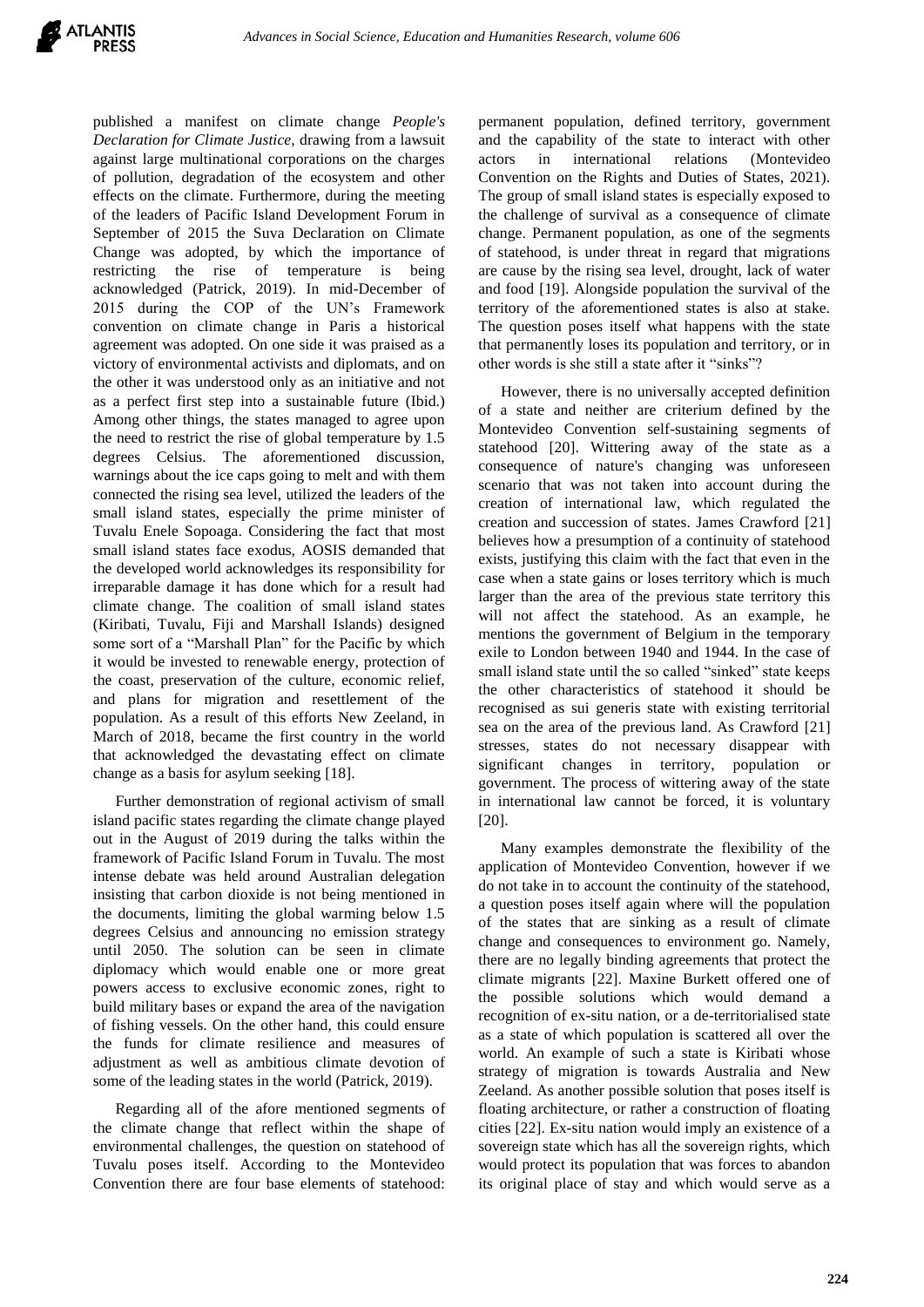published a manifest on climate change *People's Declaration for Climate Justice*, drawing from a lawsuit against large multinational corporations on the charges of pollution, degradation of the ecosystem and other effects on the climate. Furthermore, during the meeting of the leaders of Pacific Island Development Forum in September of 2015 the Suva Declaration on Climate Change was adopted, by which the importance of restricting the rise of temperature is being acknowledged (Patrick, 2019). In mid-December of 2015 during the COP of the UN's Framework convention on climate change in Paris a historical agreement was adopted. On one side it was praised as a victory of environmental activists and diplomats, and on the other it was understood only as an initiative and not as a perfect first step into a sustainable future (Ibid.) Among other things, the states managed to agree upon the need to restrict the rise of global temperature by 1.5 degrees Celsius. The aforementioned discussion, warnings about the ice caps going to melt and with them connected the rising sea level, utilized the leaders of the small island states, especially the prime minister of Tuvalu Enele Sopoaga. Considering the fact that most small island states face exodus, AOSIS demanded that the developed world acknowledges its responsibility for irreparable damage it has done which for a result had climate change. The coalition of small island states (Kiribati, Tuvalu, Fiji and Marshall Islands) designed some sort of a "Marshall Plan" for the Pacific by which it would be invested to renewable energy, protection of the coast, preservation of the culture, economic relief, and plans for migration and resettlement of the population. As a result of this efforts New Zeeland, in March of 2018, became the first country in the world that acknowledged the devastating effect on climate change as a basis for asylum seeking [18].

Further demonstration of regional activism of small island pacific states regarding the climate change played out in the August of 2019 during the talks within the framework of Pacific Island Forum in Tuvalu. The most intense debate was held around Australian delegation insisting that carbon dioxide is not being mentioned in the documents, limiting the global warming below 1.5 degrees Celsius and announcing no emission strategy until 2050. The solution can be seen in climate diplomacy which would enable one or more great powers access to exclusive economic zones, right to build military bases or expand the area of the navigation of fishing vessels. On the other hand, this could ensure the funds for climate resilience and measures of adjustment as well as ambitious climate devotion of some of the leading states in the world (Patrick, 2019).

Regarding all of the afore mentioned segments of the climate change that reflect within the shape of environmental challenges, the question on statehood of Tuvalu poses itself. According to the Montevideo Convention there are four base elements of statehood: permanent population, defined territory, government and the capability of the state to interact with other actors in international relations (Montevideo Convention on the Rights and Duties of States, 2021). The group of small island states is especially exposed to the challenge of survival as a consequence of climate change. Permanent population, as one of the segments of statehood, is under threat in regard that migrations are cause by the rising sea level, drought, lack of water and food [19]. Alongside population the survival of the territory of the aforementioned states is also at stake. The question poses itself what happens with the state that permanently loses its population and territory, or in other words is she still a state after it "sinks"?

However, there is no universally accepted definition of a state and neither are criterium defined by the Montevideo Convention self-sustaining segments of statehood [20]. Wittering away of the state as a consequence of nature's changing was unforeseen scenario that was not taken into account during the creation of international law, which regulated the creation and succession of states. James Crawford [21] believes how a presumption of a continuity of statehood exists, justifying this claim with the fact that even in the case when a state gains or loses territory which is much larger than the area of the previous state territory this will not affect the statehood. As an example, he mentions the government of Belgium in the temporary exile to London between 1940 and 1944. In the case of small island state until the so called "sinked" state keeps the other characteristics of statehood it should be recognised as sui generis state with existing territorial sea on the area of the previous land. As Crawford [21] stresses, states do not necessary disappear with significant changes in territory, population or government. The process of wittering away of the state in international law cannot be forced, it is voluntary [20].

Many examples demonstrate the flexibility of the application of Montevideo Convention, however if we do not take in to account the continuity of the statehood, a question poses itself again where will the population of the states that are sinking as a result of climate change and consequences to environment go. Namely, there are no legally binding agreements that protect the climate migrants [22]. Maxine Burkett offered one of the possible solutions which would demand a recognition of ex-situ nation, or a de-territorialised state as a state of which population is scattered all over the world. An example of such a state is Kiribati whose strategy of migration is towards Australia and New Zeeland. As another possible solution that poses itself is floating architecture, or rather a construction of floating cities [22]. Ex-situ nation would imply an existence of a sovereign state which has all the sovereign rights, which would protect its population that was forces to abandon its original place of stay and which would serve as a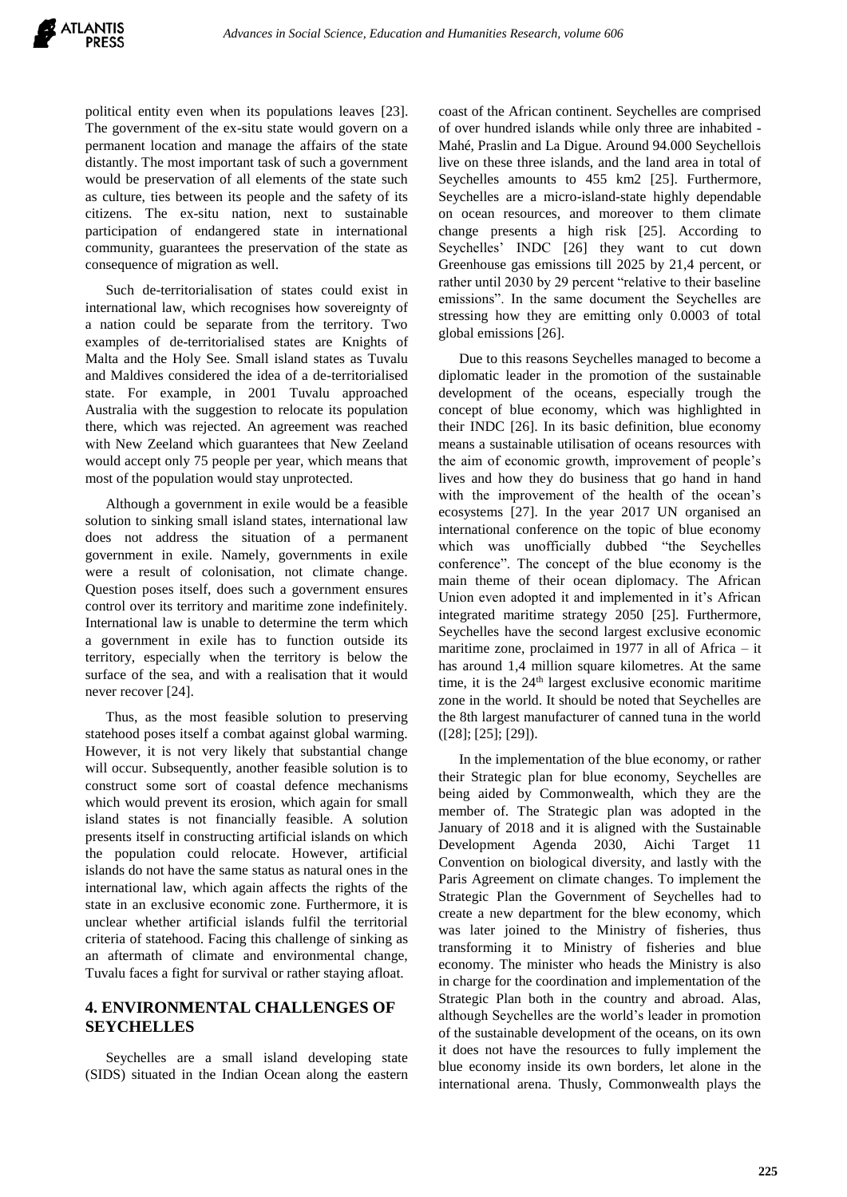political entity even when its populations leaves [23]. The government of the ex-situ state would govern on a permanent location and manage the affairs of the state distantly. The most important task of such a government would be preservation of all elements of the state such as culture, ties between its people and the safety of its citizens. The ex-situ nation, next to sustainable participation of endangered state in international community, guarantees the preservation of the state as consequence of migration as well.

Such de-territorialisation of states could exist in international law, which recognises how sovereignty of a nation could be separate from the territory. Two examples of de-territorialised states are Knights of Malta and the Holy See. Small island states as Tuvalu and Maldives considered the idea of a de-territorialised state. For example, in 2001 Tuvalu approached Australia with the suggestion to relocate its population there, which was rejected. An agreement was reached with New Zeeland which guarantees that New Zeeland would accept only 75 people per year, which means that most of the population would stay unprotected.

Although a government in exile would be a feasible solution to sinking small island states, international law does not address the situation of a permanent government in exile. Namely, governments in exile were a result of colonisation, not climate change. Question poses itself, does such a government ensures control over its territory and maritime zone indefinitely. International law is unable to determine the term which a government in exile has to function outside its territory, especially when the territory is below the surface of the sea, and with a realisation that it would never recover [24].

Thus, as the most feasible solution to preserving statehood poses itself a combat against global warming. However, it is not very likely that substantial change will occur. Subsequently, another feasible solution is to construct some sort of coastal defence mechanisms which would prevent its erosion, which again for small island states is not financially feasible. A solution presents itself in constructing artificial islands on which the population could relocate. However, artificial islands do not have the same status as natural ones in the international law, which again affects the rights of the state in an exclusive economic zone. Furthermore, it is unclear whether artificial islands fulfil the territorial criteria of statehood. Facing this challenge of sinking as an aftermath of climate and environmental change, Tuvalu faces a fight for survival or rather staying afloat.

## 4. ENVIRONMENTAL CHALLENGES OF SEYCHELLES

Seychelles are a small island developing state (SIDS) situated in the Indian Ocean along the eastern coast of the African continent. Seychelles are comprised of over hundred islands while only three are inhabited - Mahé, Praslin and La Digue. Around 94.000 Seychellois live on these three islands, and the land area in total of Seychelles amounts to 455 km2 [25]. Furthermore, Seychelles are a micro-island-state highly dependable on ocean resources, and moreover to them climate change presents a high risk [25]. According to Seychelles' INDC [26] they want to cut down Greenhouse gas emissions till 2025 by 21,4 percent, or rather until 2030 by 29 percent "relative to their baseline emissions". In the same document the Seychelles are stressing how they are emitting only 0.0003 of total global emissions [26].

Due to this reasons Seychelles managed to become a diplomatic leader in the promotion of the sustainable development of the oceans, especially trough the concept of blue economy, which was highlighted in their INDC [26]. In its basic definition, blue economy means a sustainable utilisation of oceans resources with the aim of economic growth, improvement of people's lives and how they do business that go hand in hand with the improvement of the health of the ocean's ecosystems [27]. In the year 2017 UN organised an international conference on the topic of blue economy which was unofficially dubbed "the Seychelles conference". The concept of the blue economy is the main theme of their ocean diplomacy. The African Union even adopted it and implemented in it's African integrated maritime strategy 2050 [25]. Furthermore, Seychelles have the second largest exclusive economic maritime zone, proclaimed in 1977 in all of Africa – it has around 1,4 million square kilometres. At the same time, it is the 24th largest exclusive economic maritime zone in the world. It should be noted that Seychelles are the 8th largest manufacturer of canned tuna in the world ([28]; [25]; [29]).

In the implementation of the blue economy, or rather their Strategic plan for blue economy, Seychelles are being aided by Commonwealth, which they are the member of. The Strategic plan was adopted in the January of 2018 and it is aligned with the Sustainable Development Agenda 2030, Aichi Target 11 Convention on biological diversity, and lastly with the Paris Agreement on climate changes. To implement the Strategic Plan the Government of Seychelles had to create a new department for the blew economy, which was later joined to the Ministry of fisheries, thus transforming it to Ministry of fisheries and blue economy. The minister who heads the Ministry is also in charge for the coordination and implementation of the Strategic Plan both in the country and abroad. Alas, although Seychelles are the world's leader in promotion of the sustainable development of the oceans, on its own it does not have the resources to fully implement the blue economy inside its own borders, let alone in the international arena. Thusly, Commonwealth plays the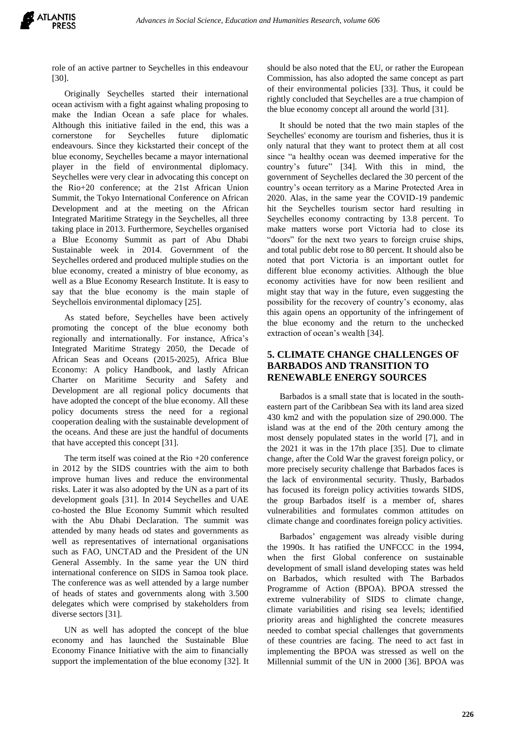role of an active partner to Seychelles in this endeavour [30].

Originally Seychelles started their international ocean activism with a fight against whaling proposing to make the Indian Ocean a safe place for whales. Although this initiative failed in the end, this was a cornerstone for Seychelles future diplomatic endeavours. Since they kickstarted their concept of the blue economy, Seychelles became a mayor international player in the field of environmental diplomacy. Seychelles were very clear in advocating this concept on the Rio+20 conference; at the 21st African Union Summit, the Tokyo International Conference on African Development and at the meeting on the African Integrated Maritime Strategy in the Seychelles, all three taking place in 2013. Furthermore, Seychelles organised a Blue Economy Summit as part of Abu Dhabi Sustainable week in 2014. Government of the Seychelles ordered and produced multiple studies on the blue economy, created a ministry of blue economy, as well as a Blue Economy Research Institute. It is easy to say that the blue economy is the main staple of Seychellois environmental diplomacy [25].

As stated before, Seychelles have been actively promoting the concept of the blue economy both regionally and internationally. For instance, Africa's Integrated Maritime Strategy 2050, the Decade of African Seas and Oceans (2015-2025), Africa Blue Economy: A policy Handbook, and lastly African Charter on Maritime Security and Safety and Development are all regional policy documents that have adopted the concept of the blue economy. All these policy documents stress the need for a regional cooperation dealing with the sustainable development of the oceans. And these are just the handful of documents that have accepted this concept [31].

The term itself was coined at the Rio +20 conference in 2012 by the SIDS countries with the aim to both improve human lives and reduce the environmental risks. Later it was also adopted by the UN as a part of its development goals [31]. In 2014 Seychelles and UAE co-hosted the Blue Economy Summit which resulted with the Abu Dhabi Declaration. The summit was attended by many heads od states and governments as well as representatives of international organisations such as FAO, UNCTAD and the President of the UN General Assembly. In the same year the UN third international conference on SIDS in Samoa took place. The conference was as well attended by a large number of heads of states and governments along with 3.500 delegates which were comprised by stakeholders from diverse sectors [31].

UN as well has adopted the concept of the blue economy and has launched the Sustainable Blue Economy Finance Initiative with the aim to financially support the implementation of the blue economy [32]. It should be also noted that the EU, or rather the European Commission, has also adopted the same concept as part of their environmental policies [33]. Thus, it could be rightly concluded that Seychelles are a true champion of the blue economy concept all around the world [31].

It should be noted that the two main staples of the Seychelles' economy are tourism and fisheries, thus it is only natural that they want to protect them at all cost since "a healthy ocean was deemed imperative for the country's future" [34]. With this in mind, the government of Seychelles declared the 30 percent of the country's ocean territory as a Marine Protected Area in 2020. Alas, in the same year the COVID-19 pandemic hit the Seychelles tourism sector hard resulting in Seychelles economy contracting by 13.8 percent. To make matters worse port Victoria had to close its "doors" for the next two years to foreign cruise ships, and total public debt rose to 80 percent. It should also be noted that port Victoria is an important outlet for different blue economy activities. Although the blue economy activities have for now been resilient and might stay that way in the future, even suggesting the possibility for the recovery of country's economy, alas this again opens an opportunity of the infringement of the blue economy and the return to the unchecked extraction of ocean's wealth [34].

## 5. CLIMATE CHANGE CHALLENGES OF BARBADOS AND TRANSITION TO RENEWABLE ENERGY SOURCES

Barbados is a small state that is located in the south-eastern part of the Caribbean Sea with its land area sized 430 km2 and with the population size of 290.000. The island was at the end of the 20th century among the most densely populated states in the world [7], and in the 2021 it was in the 17th place [35]. Due to climate change, after the Cold War the gravest foreign policy, or more precisely security challenge that Barbados faces is the lack of environmental security. Thusly, Barbados has focused its foreign policy activities towards SIDS, the group Barbados itself is a member of, shares vulnerabilities and formulates common attitudes on climate change and coordinates foreign policy activities.

Barbados' engagement was already visible during the 1990s. It has ratified the UNFCCC in the 1994, when the first Global conference on sustainable development of small island developing states was held on Barbados, which resulted with The Barbados Programme of Action (BPOA). BPOA stressed the extreme vulnerability of SIDS to climate change, climate variabilities and rising sea levels; identified priority areas and highlighted the concrete measures needed to combat special challenges that governments of these countries are facing. The need to act fast in implementing the BPOA was stressed as well on the Millennial summit of the UN in 2000 [36]. BPOA was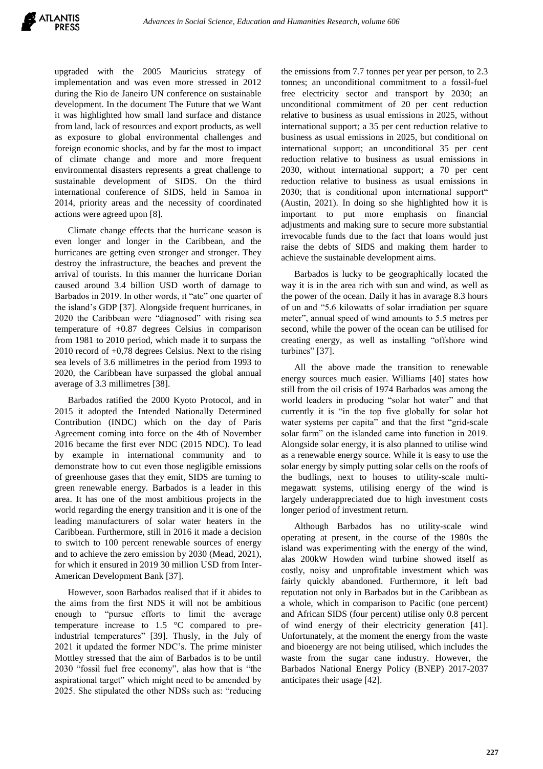upgraded with the 2005 Mauricius strategy of implementation and was even more stressed in 2012 during the Rio de Janeiro UN conference on sustainable development. In the document The Future that we Want it was highlighted how small land surface and distance from land, lack of resources and export products, as well as exposure to global environmental challenges and foreign economic shocks, and by far the most to impact of climate change and more and more frequent environmental disasters represents a great challenge to sustainable development of SIDS. On the third international conference of SIDS, held in Samoa in 2014, priority areas and the necessity of coordinated actions were agreed upon [8].

Climate change effects that the hurricane season is even longer and longer in the Caribbean, and the hurricanes are getting even stronger and stronger. They destroy the infrastructure, the beaches and prevent the arrival of tourists. In this manner the hurricane Dorian caused around 3.4 billion USD worth of damage to Barbados in 2019. In other words, it "ate" one quarter of the island's GDP [37]. Alongside frequent hurricanes, in 2020 the Caribbean were "diagnosed" with rising sea temperature of +0.87 degrees Celsius in comparison from 1981 to 2010 period, which made it to surpass the 2010 record of +0,78 degrees Celsius. Next to the rising sea levels of 3.6 millimetres in the period from 1993 to 2020, the Caribbean have surpassed the global annual average of 3.3 millimetres [38].

Barbados ratified the 2000 Kyoto Protocol, and in 2015 it adopted the Intended Nationally Determined Contribution (INDC) which on the day of Paris Agreement coming into force on the 4th of November 2016 became the first ever NDC (2015 NDC). To lead by example in international community and to demonstrate how to cut even those negligible emissions of greenhouse gases that they emit, SIDS are turning to green renewable energy. Barbados is a leader in this area. It has one of the most ambitious projects in the world regarding the energy transition and it is one of the leading manufacturers of solar water heaters in the Caribbean. Furthermore, still in 2016 it made a decision to switch to 100 percent renewable sources of energy and to achieve the zero emission by 2030 (Mead, 2021), for which it ensured in 2019 30 million USD from Inter-American Development Bank [37].

However, soon Barbados realised that if it abides to the aims from the first NDS it will not be ambitious enough to "pursue efforts to limit the average temperature increase to 1.5 °C compared to pre-industrial temperatures" [39]. Thusly, in the July of 2021 it updated the former NDC's. The prime minister Mottley stressed that the aim of Barbados is to be until 2030 "fossil fuel free economy", alas how that is "the aspirational target" which might need to be amended by 2025. She stipulated the other NDSs such as: "reducing the emissions from 7.7 tonnes per year per person, to 2.3 tonnes; an unconditional commitment to a fossil-fuel free electricity sector and transport by 2030; an unconditional commitment of 20 per cent reduction relative to business as usual emissions in 2025, without international support; a 35 per cent reduction relative to business as usual emissions in 2025, but conditional on international support; an unconditional 35 per cent reduction relative to business as usual emissions in 2030, without international support; a 70 per cent reduction relative to business as usual emissions in 2030; that is conditional upon international support" (Austin, 2021). In doing so she highlighted how it is important to put more emphasis on financial adjustments and making sure to secure more substantial irrevocable funds due to the fact that loans would just raise the debts of SIDS and making them harder to achieve the sustainable development aims.

Barbados is lucky to be geographically located the way it is in the area rich with sun and wind, as well as the power of the ocean. Daily it has in avarage 8.3 hours of un and "5.6 kilowatts of solar irradiation per square meter", annual speed of wind amounts to 5.5 metres per second, while the power of the ocean can be utilised for creating energy, as well as installing "offshore wind turbines" [37].

All the above made the transition to renewable energy sources much easier. Williams [40] states how still from the oil crisis of 1974 Barbados was among the world leaders in producing "solar hot water" and that currently it is "in the top five globally for solar hot water systems per capita" and that the first "grid-scale solar farm" on the islanded came into function in 2019. Alongside solar energy, it is also planned to utilise wind as a renewable energy source. While it is easy to use the solar energy by simply putting solar cells on the roofs of the budlings, next to houses to utility-scale multi-megawatt systems, utilising energy of the wind is largely underappreciated due to high investment costs longer period of investment return.

Although Barbados has no utility-scale wind operating at present, in the course of the 1980s the island was experimenting with the energy of the wind, alas 200kW Howden wind turbine showed itself as costly, noisy and unprofitable investment which was fairly quickly abandoned. Furthermore, it left bad reputation not only in Barbados but in the Caribbean as a whole, which in comparison to Pacific (one percent) and African SIDS (four percent) utilise only 0.8 percent of wind energy of their electricity generation [41]. Unfortunately, at the moment the energy from the waste and bioenergy are not being utilised, which includes the waste from the sugar cane industry. However, the Barbados National Energy Policy (BNEP) 2017-2037 anticipates their usage [42].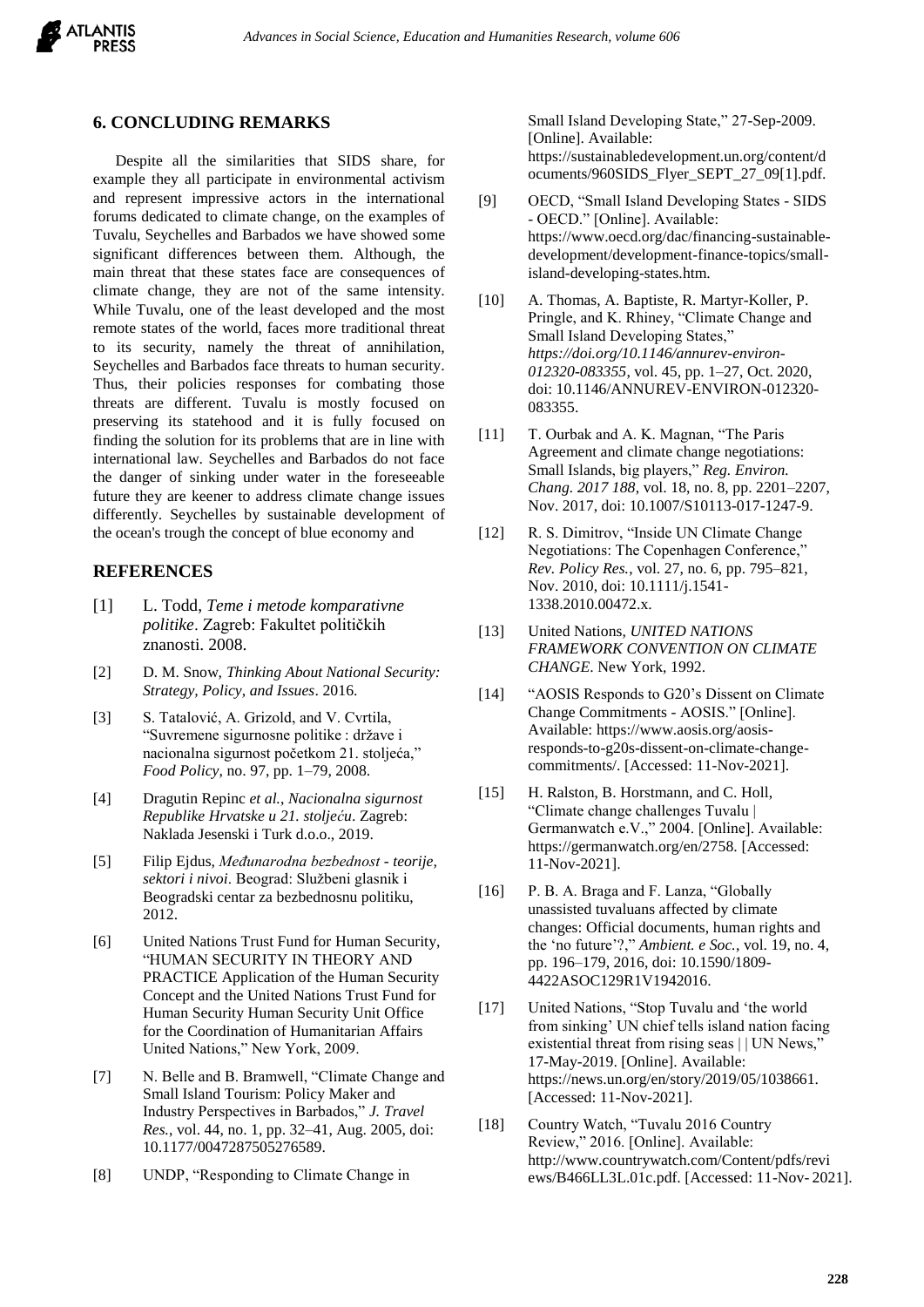## 6. CONCLUDING REMARKS

Despite all the similarities that SIDS share, for example they all participate in environmental activism and represent impressive actors in the international forums dedicated to climate change, on the examples of Tuvalu, Seychelles and Barbados we have showed some significant differences between them. Although, the main threat that these states face are consequences of climate change, they are not of the same intensity. While Tuvalu, one of the least developed and the most remote states of the world, faces more traditional threat to its security, namely the threat of annihilation, Seychelles and Barbados face threats to human security. Thus, their policies responses for combating those threats are different. Tuvalu is mostly focused on preserving its statehood and it is fully focused on finding the solution for its problems that are in line with international law. Seychelles and Barbados do not face the danger of sinking under water in the foreseeable future they are keener to address climate change issues differently. Seychelles by sustainable development of the ocean's trough the concept of blue economy and

## REFERENCES

[1] L. Todd, *Teme i metode komparativne politike*. Zagreb: Fakultet političkih znanosti. 2008.

[2] D. M. Snow, *Thinking About National Security: Strategy, Policy, and Issues*. 2016.

[3] S. Tatalović, A. Grizold, and V. Cvrtila, "Suvremene sigurnosne politike : države i nacionalna sigurnost početkom 21. stoljeća," *Food Policy*, no. 97, pp. 1–79, 2008.

[4] Dragutin Repinc *et al.*, *Nacionalna sigurnost Republike Hrvatske u 21. stoljeću*. Zagreb: Naklada Jesenski i Turk d.o.o., 2019.

[5] Filip Ejdus, *Međunarodna bezbednost - teorije, sektori i nivoi*. Beograd: Službeni glasnik i Beogradski centar za bezbednosnu politiku, 2012.

[6] United Nations Trust Fund for Human Security, "HUMAN SECURITY IN THEORY AND PRACTICE Application of the Human Security Concept and the United Nations Trust Fund for Human Security Human Security Unit Office for the Coordination of Humanitarian Affairs United Nations," New York, 2009.

[7] N. Belle and B. Bramwell, "Climate Change and Small Island Tourism: Policy Maker and Industry Perspectives in Barbados," *J. Travel Res.*, vol. 44, no. 1, pp. 32–41, Aug. 2005, doi: 10.1177/0047287505276589.

[8] UNDP, "Responding to Climate Change in Small Island Developing State," 27-Sep-2009. [Online]. Available: https://sustainabledevelopment.un.org/content/documents/960SIDS_Flyer_SEPT_27_09[1].pdf.

[9] OECD, "Small Island Developing States - SIDS - OECD." [Online]. Available: https://www.oecd.org/dac/financing-sustainable-development/development-finance-topics/small-island-developing-states.htm.

[10] A. Thomas, A. Baptiste, R. Martyr-Koller, P. Pringle, and K. Rhiney, "Climate Change and Small Island Developing States," *https://doi.org/10.1146/annurev-environ-012320-083355*, vol. 45, pp. 1–27, Oct. 2020, doi: 10.1146/ANNUREV-ENVIRON-012320-083355.

[11] T. Ourbak and A. K. Magnan, "The Paris Agreement and climate change negotiations: Small Islands, big players," *Reg. Environ. Chang. 2017 188*, vol. 18, no. 8, pp. 2201–2207, Nov. 2017, doi: 10.1007/S10113-017-1247-9.

[12] R. S. Dimitrov, "Inside UN Climate Change Negotiations: The Copenhagen Conference," *Rev. Policy Res.*, vol. 27, no. 6, pp. 795–821, Nov. 2010, doi: 10.1111/j.1541-1338.2010.00472.x.

[13] United Nations, *UNITED NATIONS FRAMEWORK CONVENTION ON CLIMATE CHANGE*. New York, 1992.

[14] "AOSIS Responds to G20's Dissent on Climate Change Commitments - AOSIS." [Online]. Available: https://www.aosis.org/aosis-responds-to-g20s-dissent-on-climate-change-commitments/. [Accessed: 11-Nov-2021].

[15] H. Ralston, B. Horstmann, and C. Holl, "Climate change challenges Tuvalu | Germanwatch e.V.," 2004. [Online]. Available: https://germanwatch.org/en/2758. [Accessed: 11-Nov-2021].

[16] P. B. A. Braga and F. Lanza, "Globally unassisted tuvaluans affected by climate changes: Official documents, human rights and the 'no future'?," *Ambient. e Soc.*, vol. 19, no. 4, pp. 196–179, 2016, doi: 10.1590/1809-4422ASOC129R1V1942016.

[17] United Nations, "Stop Tuvalu and 'the world from sinking' UN chief tells island nation facing existential threat from rising seas | | UN News," 17-May-2019. [Online]. Available: https://news.un.org/en/story/2019/05/1038661. [Accessed: 11-Nov-2021].

[18] Country Watch, "Tuvalu 2016 Country Review," 2016. [Online]. Available: http://www.countrywatch.com/Content/pdfs/reviews/B466LL3L.01c.pdf. [Accessed: 11-Nov- 2021].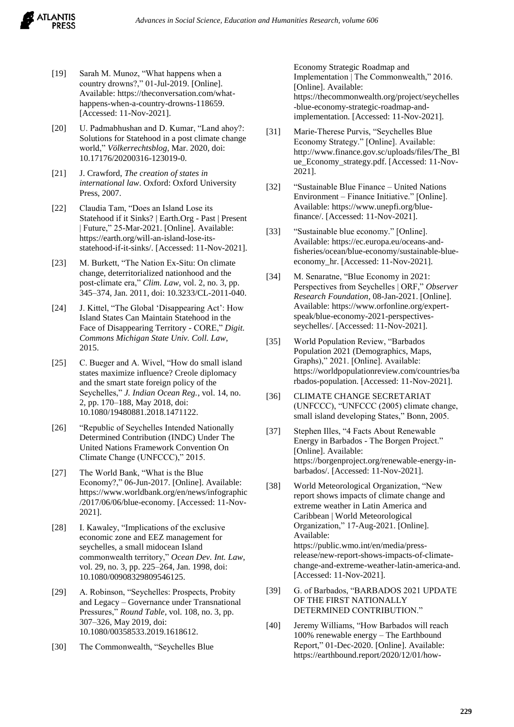[19] Sarah M. Munoz, "What happens when a country drowns?," 01-Jul-2019. [Online]. Available: https://theconversation.com/what-happens-when-a-country-drowns-118659. [Accessed: 11-Nov-2021].

[20] U. Padmabhushan and D. Kumar, "Land ahoy?: Solutions for Statehood in a post climate change world," *Völkerrechtsblog*, Mar. 2020, doi: 10.17176/20200316-123019-0.

[21] J. Crawford, *The creation of states in international law*. Oxford: Oxford University Press, 2007.

[22] Claudia Tam, "Does an Island Lose its Statehood if it Sinks? | Earth.Org - Past | Present | Future," 25-Mar-2021. [Online]. Available: https://earth.org/will-an-island-lose-its-statehood-if-it-sinks/. [Accessed: 11-Nov-2021].

[23] M. Burkett, "The Nation Ex-Situ: On climate change, deterritorialized nationhood and the post-climate era," *Clim. Law*, vol. 2, no. 3, pp. 345–374, Jan. 2011, doi: 10.3233/CL-2011-040.

[24] J. Kittel, "The Global 'Disappearing Act': How Island States Can Maintain Statehood in the Face of Disappearing Territory - CORE," *Digit. Commons Michigan State Univ. Coll. Law*, 2015.

[25] C. Bueger and A. Wivel, "How do small island states maximize influence? Creole diplomacy and the smart state foreign policy of the Seychelles," *J. Indian Ocean Reg.*, vol. 14, no. 2, pp. 170–188, May 2018, doi: 10.1080/19480881.2018.1471122.

[26] "Republic of Seychelles Intended Nationally Determined Contribution (INDC) Under The United Nations Framework Convention On Climate Change (UNFCCC)," 2015.

[27] The World Bank, "What is the Blue Economy?," 06-Jun-2017. [Online]. Available: https://www.worldbank.org/en/news/infographic/2017/06/06/blue-economy. [Accessed: 11-Nov-2021].

[28] I. Kawaley, "Implications of the exclusive economic zone and EEZ management for seychelles, a small midocean Island commonwealth territory," *Ocean Dev. Int. Law*, vol. 29, no. 3, pp. 225–264, Jan. 1998, doi: 10.1080/00908329809546125.

[29] A. Robinson, "Seychelles: Prospects, Probity and Legacy – Governance under Transnational Pressures," *Round Table*, vol. 108, no. 3, pp. 307–326, May 2019, doi: 10.1080/00358533.2019.1618612.

[30] The Commonwealth, "Seychelles Blue Economy Strategic Roadmap and Implementation | The Commonwealth," 2016. [Online]. Available: https://thecommonwealth.org/project/seychelles-blue-economy-strategic-roadmap-and-implementation. [Accessed: 11-Nov-2021].

[31] Marie-Therese Purvis, "Seychelles Blue Economy Strategy." [Online]. Available: http://www.finance.gov.sc/uploads/files/The_Blue_Economy_strategy.pdf. [Accessed: 11-Nov-2021].

[32] "Sustainable Blue Finance – United Nations Environment – Finance Initiative." [Online]. Available: https://www.unepfi.org/blue-finance/. [Accessed: 11-Nov-2021].

[33] "Sustainable blue economy." [Online]. Available: https://ec.europa.eu/oceans-and-fisheries/ocean/blue-economy/sustainable-blue-economy_hr. [Accessed: 11-Nov-2021].

[34] M. Senaratne, "Blue Economy in 2021: Perspectives from Seychelles | ORF," *Observer Research Foundation*, 08-Jan-2021. [Online]. Available: https://www.orfonline.org/expert-speak/blue-economy-2021-perspectives-seychelles/. [Accessed: 11-Nov-2021].

[35] World Population Review, "Barbados Population 2021 (Demographics, Maps, Graphs)," 2021. [Online]. Available: https://worldpopulationreview.com/countries/barbados-population. [Accessed: 11-Nov-2021].

[36] CLIMATE CHANGE SECRETARIAT (UNFCCC), "UNFCCC (2005) climate change, small island developing States," Bonn, 2005.

[37] Stephen Illes, "4 Facts About Renewable Energy in Barbados - The Borgen Project." [Online]. Available: https://borgenproject.org/renewable-energy-in-barbados/. [Accessed: 11-Nov-2021].

[38] World Meteorological Organization, "New report shows impacts of climate change and extreme weather in Latin America and Caribbean | World Meteorological Organization," 17-Aug-2021. [Online]. Available: https://public.wmo.int/en/media/press-release/new-report-shows-impacts-of-climate-change-and-extreme-weather-latin-america-and. [Accessed: 11-Nov-2021].

[39] G. of Barbados, "BARBADOS 2021 UPDATE OF THE FIRST NATIONALLY DETERMINED CONTRIBUTION."

[40] Jeremy Williams, "How Barbados will reach 100% renewable energy – The Earthbound Report," 01-Dec-2020. [Online]. Available: https://earthbound.report/2020/12/01/how-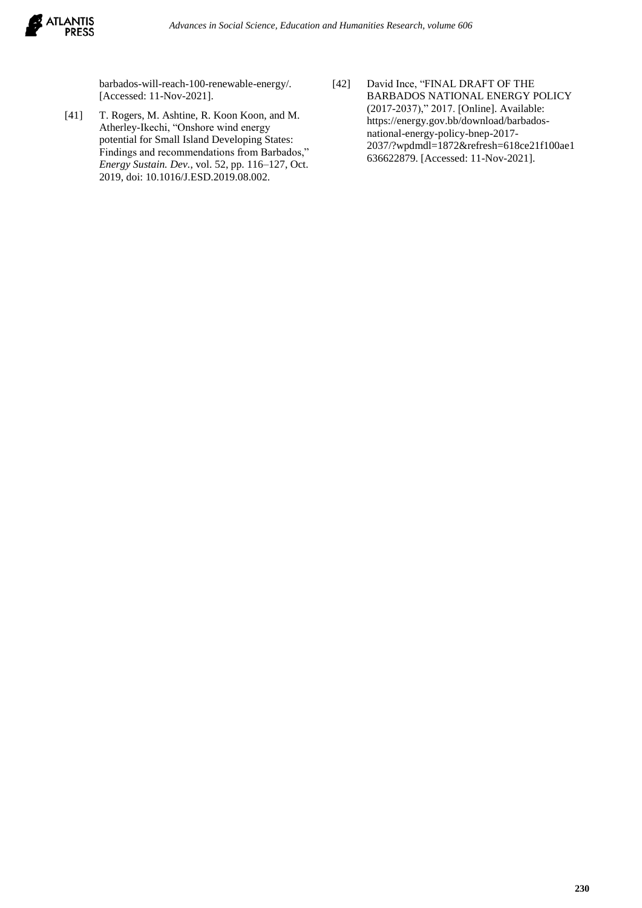barbados-will-reach-100-renewable-energy/. [Accessed: 11-Nov-2021].

[41] T. Rogers, M. Ashtine, R. Koon Koon, and M. Atherley-Ikechi, "Onshore wind energy potential for Small Island Developing States: Findings and recommendations from Barbados," *Energy Sustain. Dev.*, vol. 52, pp. 116–127, Oct. 2019, doi: 10.1016/J.ESD.2019.08.002.

[42] David Ince, "FINAL DRAFT OF THE BARBADOS NATIONAL ENERGY POLICY (2017-2037)," 2017. [Online]. Available: https://energy.gov.bb/download/barbados-national-energy-policy-bnep-2017-2037/?wpdmdl=1872&refresh=618ce21f100ae1636622879. [Accessed: 11-Nov-2021].